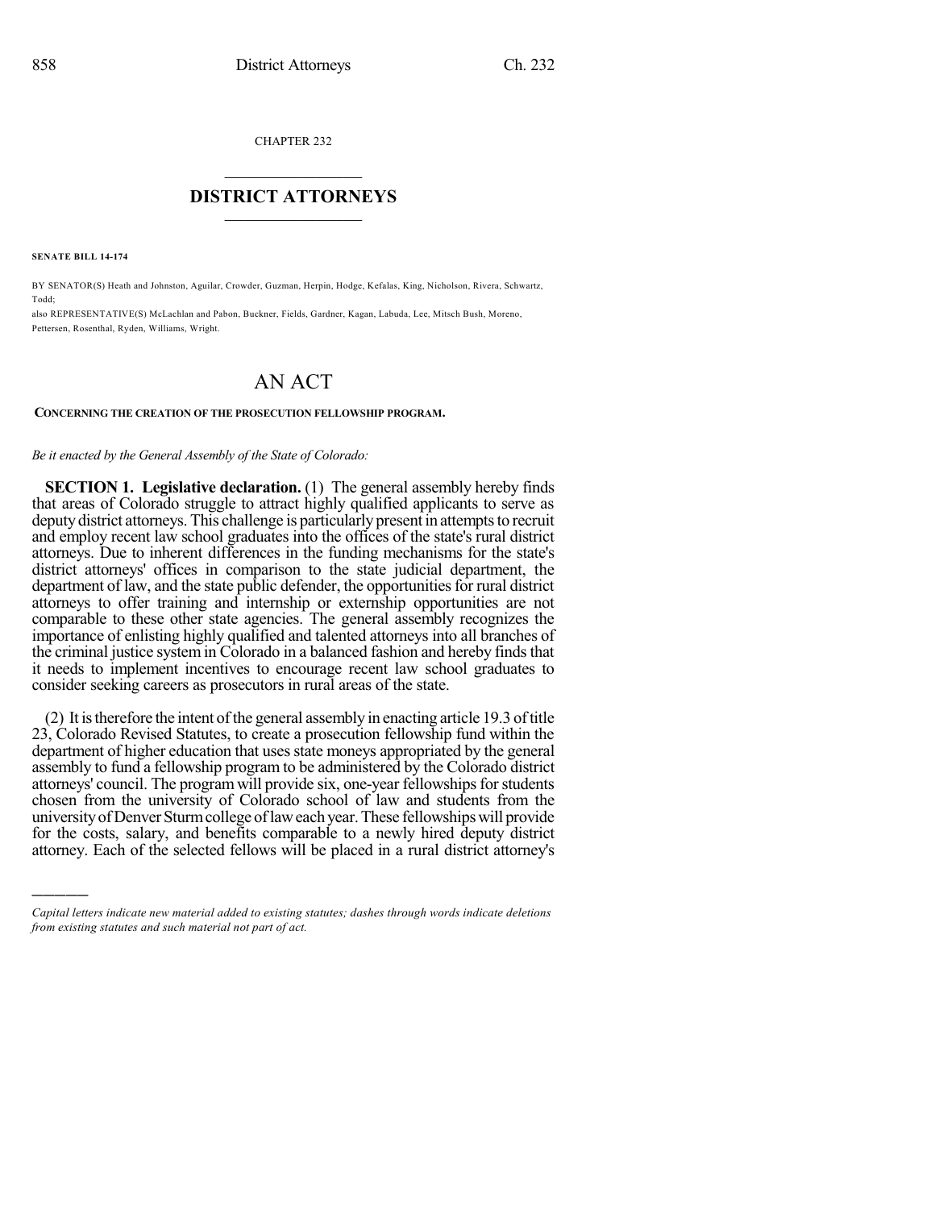CHAPTER 232

# DISTRICT ATTORNEYS

**SENATE BILL 14-174**

BY SENATOR(S) Heath and Johnston, Aguilar, Crowder, Guzman, Herpin, Hodge, Kefalas, King, Nicholson, Rivera, Schwartz, Todd;
also REPRESENTATIVE(S) McLachlan and Pabon, Buckner, Fields, Gardner, Kagan, Labuda, Lee, Mitsch Bush, Moreno, Pettersen, Rosenthal, Ryden, Williams, Wright.

# AN ACT

**CONCERNING THE CREATION OF THE PROSECUTION FELLOWSHIP PROGRAM.**

*Be it enacted by the General Assembly of the State of Colorado:*

**SECTION 1. Legislative declaration.** (1) The general assembly hereby finds that areas of Colorado struggle to attract highly qualified applicants to serve as deputy district attorneys. This challenge is particularly present in attempts to recruit and employ recent law school graduates into the offices of the state's rural district attorneys. Due to inherent differences in the funding mechanisms for the state's district attorneys' offices in comparison to the state judicial department, the department of law, and the state public defender, the opportunities for rural district attorneys to offer training and internship or externship opportunities are not comparable to these other state agencies. The general assembly recognizes the importance of enlisting highly qualified and talented attorneys into all branches of the criminal justice system in Colorado in a balanced fashion and hereby finds that it needs to implement incentives to encourage recent law school graduates to consider seeking careers as prosecutors in rural areas of the state.

(2) It is therefore the intent of the general assembly in enacting article 19.3 of title 23, Colorado Revised Statutes, to create a prosecution fellowship fund within the department of higher education that uses state moneys appropriated by the general assembly to fund a fellowship program to be administered by the Colorado district attorneys' council. The program will provide six, one-year fellowships for students chosen from the university of Colorado school of law and students from the university of Denver Sturm college of law each year. These fellowships will provide for the costs, salary, and benefits comparable to a newly hired deputy district attorney. Each of the selected fellows will be placed in a rural district attorney's

---

*Capital letters indicate new material added to existing statutes; dashes through words indicate deletions from existing statutes and such material not part of act.*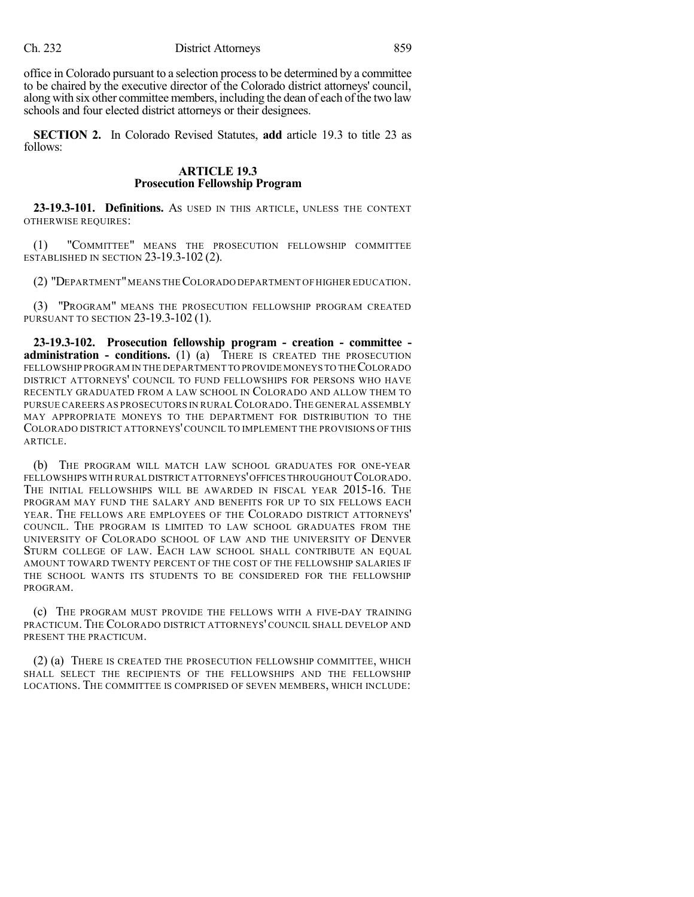office in Colorado pursuant to a selection process to be determined by a committee to be chaired by the executive director of the Colorado district attorneys' council, along with six other committee members, including the dean of each of the two law schools and four elected district attorneys or their designees.

**SECTION 2.** In Colorado Revised Statutes, **add** article 19.3 to title 23 as follows:

## ARTICLE 19.3
## Prosecution Fellowship Program

**23-19.3-101. Definitions.** AS USED IN THIS ARTICLE, UNLESS THE CONTEXT OTHERWISE REQUIRES:

(1) "COMMITTEE" MEANS THE PROSECUTION FELLOWSHIP COMMITTEE ESTABLISHED IN SECTION 23-19.3-102 (2).

(2) "DEPARTMENT" MEANS THE COLORADO DEPARTMENT OF HIGHER EDUCATION.

(3) "PROGRAM" MEANS THE PROSECUTION FELLOWSHIP PROGRAM CREATED PURSUANT TO SECTION 23-19.3-102 (1).

**23-19.3-102. Prosecution fellowship program - creation - committee - administration - conditions.** (1) (a) THERE IS CREATED THE PROSECUTION FELLOWSHIP PROGRAM IN THE DEPARTMENT TO PROVIDE MONEYS TO THE COLORADO DISTRICT ATTORNEYS' COUNCIL TO FUND FELLOWSHIPS FOR PERSONS WHO HAVE RECENTLY GRADUATED FROM A LAW SCHOOL IN COLORADO AND ALLOW THEM TO PURSUE CAREERS AS PROSECUTORS IN RURAL COLORADO. THE GENERAL ASSEMBLY MAY APPROPRIATE MONEYS TO THE DEPARTMENT FOR DISTRIBUTION TO THE COLORADO DISTRICT ATTORNEYS' COUNCIL TO IMPLEMENT THE PROVISIONS OF THIS ARTICLE.

(b) THE PROGRAM WILL MATCH LAW SCHOOL GRADUATES FOR ONE-YEAR FELLOWSHIPS WITH RURAL DISTRICT ATTORNEYS' OFFICES THROUGHOUT COLORADO. THE INITIAL FELLOWSHIPS WILL BE AWARDED IN FISCAL YEAR 2015-16. THE PROGRAM MAY FUND THE SALARY AND BENEFITS FOR UP TO SIX FELLOWS EACH YEAR. THE FELLOWS ARE EMPLOYEES OF THE COLORADO DISTRICT ATTORNEYS' COUNCIL. THE PROGRAM IS LIMITED TO LAW SCHOOL GRADUATES FROM THE UNIVERSITY OF COLORADO SCHOOL OF LAW AND THE UNIVERSITY OF DENVER STURM COLLEGE OF LAW. EACH LAW SCHOOL SHALL CONTRIBUTE AN EQUAL AMOUNT TOWARD TWENTY PERCENT OF THE COST OF THE FELLOWSHIP SALARIES IF THE SCHOOL WANTS ITS STUDENTS TO BE CONSIDERED FOR THE FELLOWSHIP PROGRAM.

(c) THE PROGRAM MUST PROVIDE THE FELLOWS WITH A FIVE-DAY TRAINING PRACTICUM. THE COLORADO DISTRICT ATTORNEYS' COUNCIL SHALL DEVELOP AND PRESENT THE PRACTICUM.

(2) (a) THERE IS CREATED THE PROSECUTION FELLOWSHIP COMMITTEE, WHICH SHALL SELECT THE RECIPIENTS OF THE FELLOWSHIPS AND THE FELLOWSHIP LOCATIONS. THE COMMITTEE IS COMPRISED OF SEVEN MEMBERS, WHICH INCLUDE: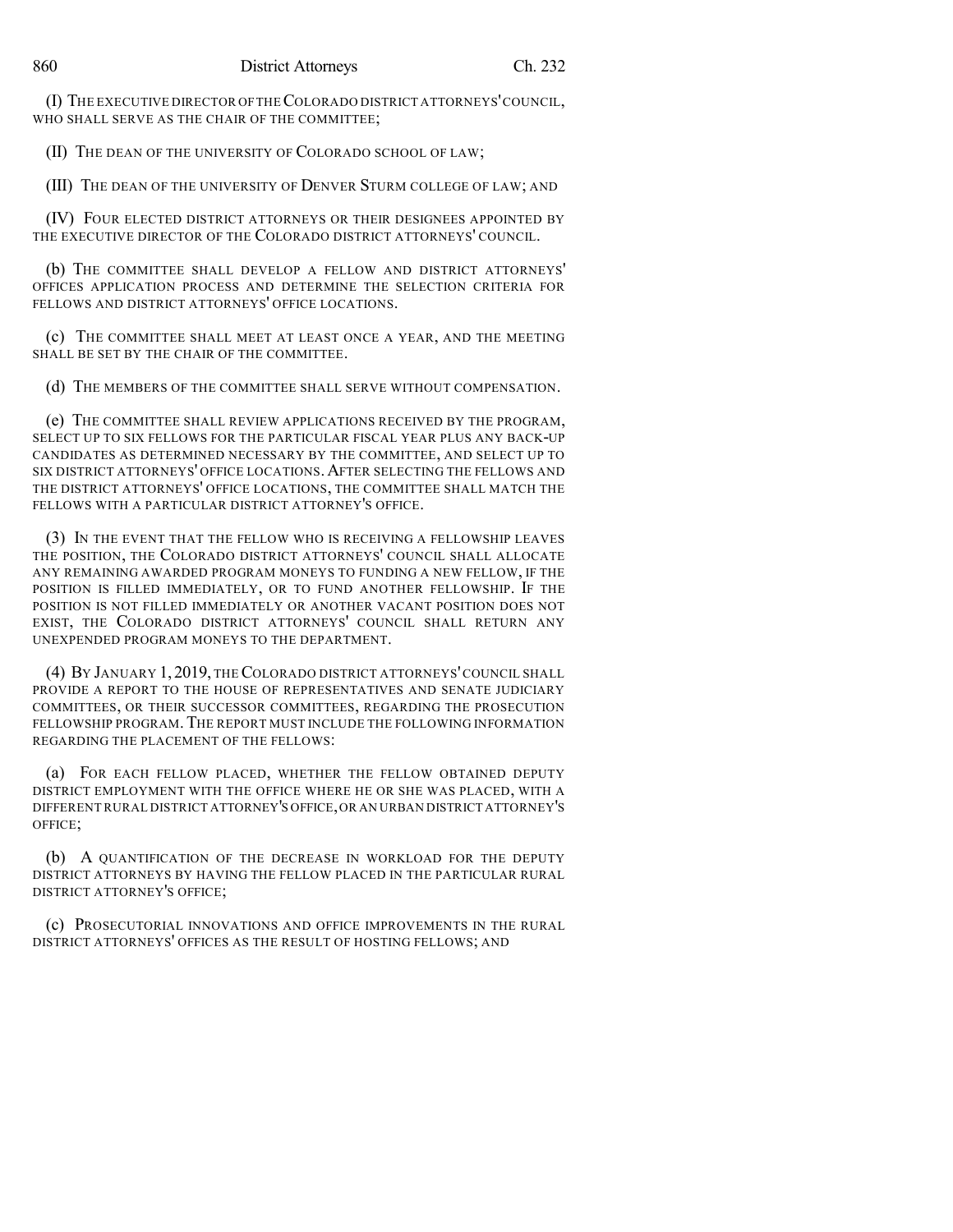(I) THE EXECUTIVE DIRECTOR OF THE COLORADO DISTRICT ATTORNEYS' COUNCIL, WHO SHALL SERVE AS THE CHAIR OF THE COMMITTEE;

(II) THE DEAN OF THE UNIVERSITY OF COLORADO SCHOOL OF LAW;

(III) THE DEAN OF THE UNIVERSITY OF DENVER STURM COLLEGE OF LAW; AND

(IV) FOUR ELECTED DISTRICT ATTORNEYS OR THEIR DESIGNEES APPOINTED BY THE EXECUTIVE DIRECTOR OF THE COLORADO DISTRICT ATTORNEYS' COUNCIL.

(b) THE COMMITTEE SHALL DEVELOP A FELLOW AND DISTRICT ATTORNEYS' OFFICES APPLICATION PROCESS AND DETERMINE THE SELECTION CRITERIA FOR FELLOWS AND DISTRICT ATTORNEYS' OFFICE LOCATIONS.

(c) THE COMMITTEE SHALL MEET AT LEAST ONCE A YEAR, AND THE MEETING SHALL BE SET BY THE CHAIR OF THE COMMITTEE.

(d) THE MEMBERS OF THE COMMITTEE SHALL SERVE WITHOUT COMPENSATION.

(e) THE COMMITTEE SHALL REVIEW APPLICATIONS RECEIVED BY THE PROGRAM, SELECT UP TO SIX FELLOWS FOR THE PARTICULAR FISCAL YEAR PLUS ANY BACK-UP CANDIDATES AS DETERMINED NECESSARY BY THE COMMITTEE, AND SELECT UP TO SIX DISTRICT ATTORNEYS' OFFICE LOCATIONS. AFTER SELECTING THE FELLOWS AND THE DISTRICT ATTORNEYS' OFFICE LOCATIONS, THE COMMITTEE SHALL MATCH THE FELLOWS WITH A PARTICULAR DISTRICT ATTORNEY'S OFFICE.

(3) IN THE EVENT THAT THE FELLOW WHO IS RECEIVING A FELLOWSHIP LEAVES THE POSITION, THE COLORADO DISTRICT ATTORNEYS' COUNCIL SHALL ALLOCATE ANY REMAINING AWARDED PROGRAM MONEYS TO FUNDING A NEW FELLOW, IF THE POSITION IS FILLED IMMEDIATELY, OR TO FUND ANOTHER FELLOWSHIP. IF THE POSITION IS NOT FILLED IMMEDIATELY OR ANOTHER VACANT POSITION DOES NOT EXIST, THE COLORADO DISTRICT ATTORNEYS' COUNCIL SHALL RETURN ANY UNEXPENDED PROGRAM MONEYS TO THE DEPARTMENT.

(4) BY JANUARY 1, 2019, THE COLORADO DISTRICT ATTORNEYS' COUNCIL SHALL PROVIDE A REPORT TO THE HOUSE OF REPRESENTATIVES AND SENATE JUDICIARY COMMITTEES, OR THEIR SUCCESSOR COMMITTEES, REGARDING THE PROSECUTION FELLOWSHIP PROGRAM. THE REPORT MUST INCLUDE THE FOLLOWING INFORMATION REGARDING THE PLACEMENT OF THE FELLOWS:

(a) FOR EACH FELLOW PLACED, WHETHER THE FELLOW OBTAINED DEPUTY DISTRICT EMPLOYMENT WITH THE OFFICE WHERE HE OR SHE WAS PLACED, WITH A DIFFERENT RURAL DISTRICT ATTORNEY'S OFFICE, OR AN URBAN DISTRICT ATTORNEY'S OFFICE;

(b) A QUANTIFICATION OF THE DECREASE IN WORKLOAD FOR THE DEPUTY DISTRICT ATTORNEYS BY HAVING THE FELLOW PLACED IN THE PARTICULAR RURAL DISTRICT ATTORNEY'S OFFICE;

(c) PROSECUTORIAL INNOVATIONS AND OFFICE IMPROVEMENTS IN THE RURAL DISTRICT ATTORNEYS' OFFICES AS THE RESULT OF HOSTING FELLOWS; AND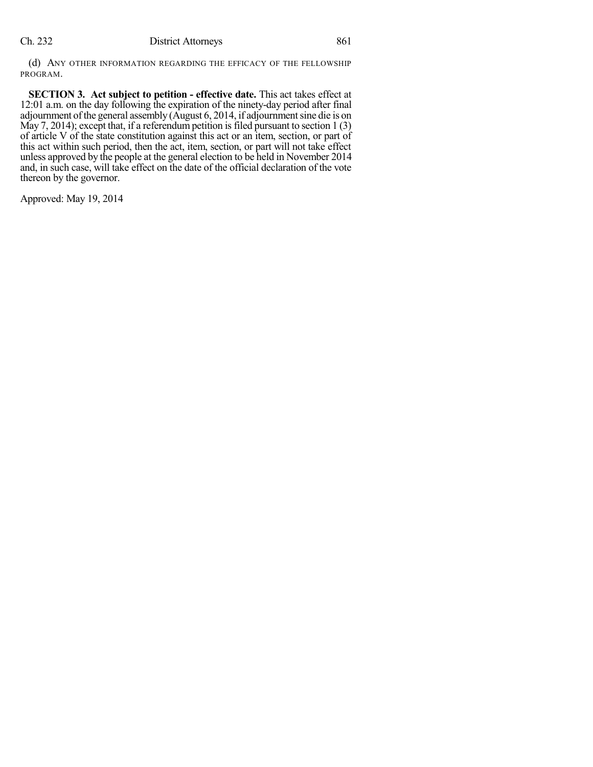(d) ANY OTHER INFORMATION REGARDING THE EFFICACY OF THE FELLOWSHIP PROGRAM.

**SECTION 3. Act subject to petition - effective date.** This act takes effect at 12:01 a.m. on the day following the expiration of the ninety-day period after final adjournment of the general assembly (August 6, 2014, if adjournment sine die is on May 7, 2014); except that, if a referendum petition is filed pursuant to section 1 (3) of article V of the state constitution against this act or an item, section, or part of this act within such period, then the act, item, section, or part will not take effect unless approved by the people at the general election to be held in November 2014 and, in such case, will take effect on the date of the official declaration of the vote thereon by the governor.

Approved: May 19, 2014